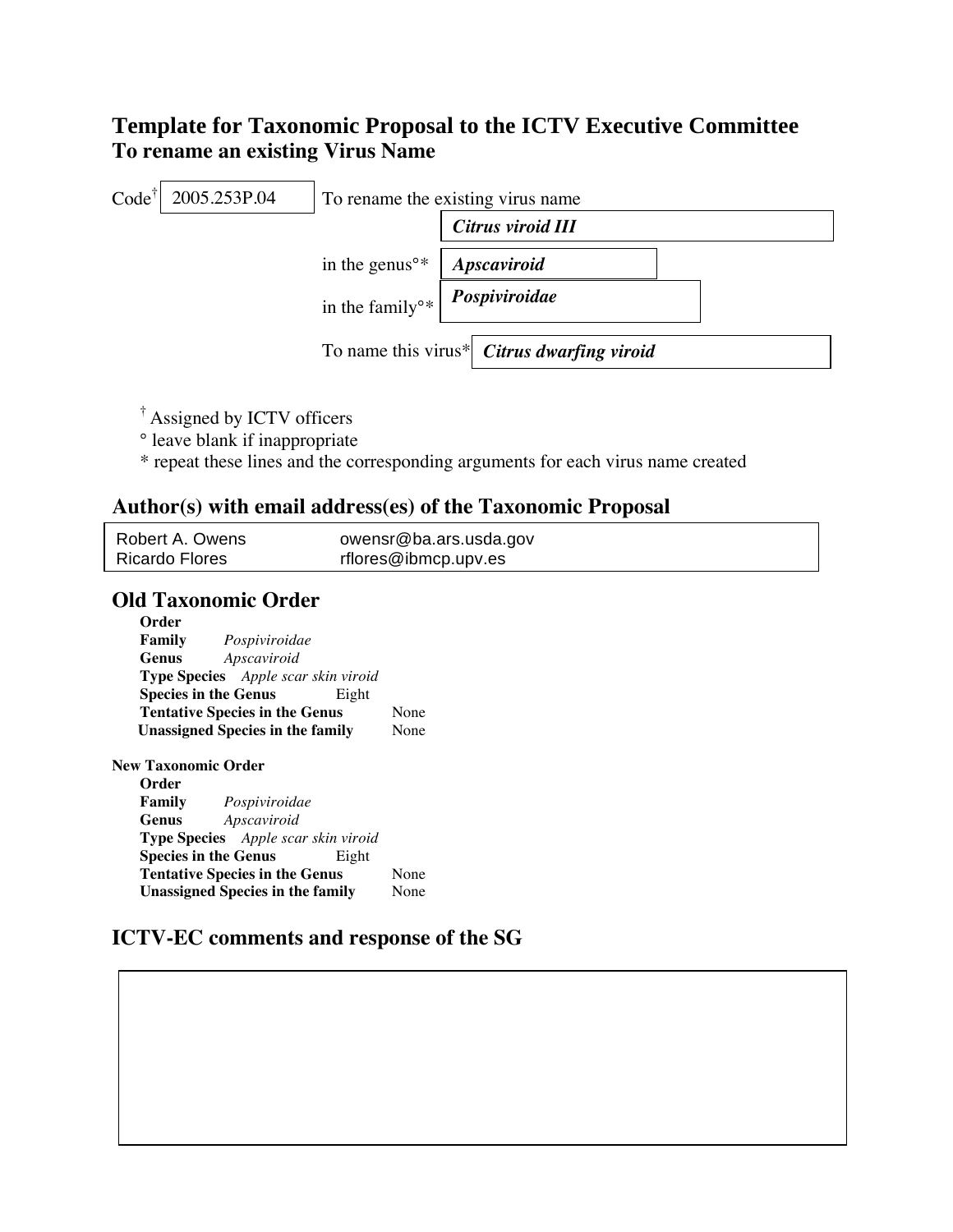# Template for Taxonomic Proposal to the ICTV Executive Committee To rename an existing Virus Name

Code[†] 2005.253P.04 To rename the existing virus name ***Citrus viroid III***

in the genus°* ***Apscaviroid***

in the family°* ***Pospiviroidae***

To name this virus* ***Citrus dwarfing viroid***

[†] Assigned by ICTV officers
° leave blank if inappropriate
* repeat these lines and the corresponding arguments for each virus name created

## Author(s) with email address(es) of the Taxonomic Proposal

| | |
|---|---|
| Robert A. Owens | owensr@ba.ars.usda.gov |
| Ricardo Flores | rflores@ibmcp.upv.es |

## Old Taxonomic Order

**Order**
**Family** *Pospiviroidae*
**Genus** *Apscaviroid*
**Type Species** *Apple scar skin viroid*
**Species in the Genus** Eight
**Tentative Species in the Genus** None
**Unassigned Species in the family** None

**New Taxonomic Order**

**Order**
**Family** *Pospiviroidae*
**Genus** *Apscaviroid*
**Type Species** *Apple scar skin viroid*
**Species in the Genus** Eight
**Tentative Species in the Genus** None
**Unassigned Species in the family** None

## ICTV-EC comments and response of the SG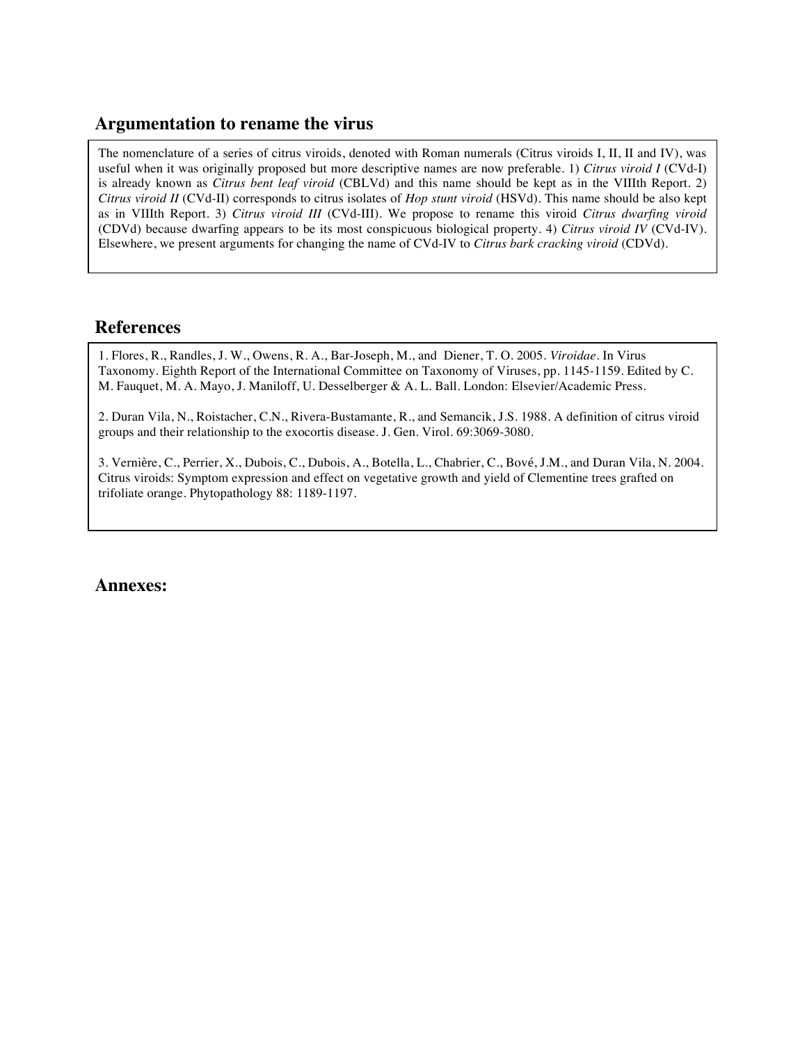## Argumentation to rename the virus

The nomenclature of a series of citrus viroids, denoted with Roman numerals (Citrus viroids I, II, II and IV), was useful when it was originally proposed but more descriptive names are now preferable. 1) *Citrus viroid I* (CVd-I) is already known as *Citrus bent leaf viroid* (CBLVd) and this name should be kept as in the VIIIth Report. 2) *Citrus viroid II* (CVd-II) corresponds to citrus isolates of *Hop stunt viroid* (HSVd). This name should be also kept as in VIIIth Report. 3) *Citrus viroid III* (CVd-III). We propose to rename this viroid *Citrus dwarfing viroid* (CDVd) because dwarfing appears to be its most conspicuous biological property. 4) *Citrus viroid IV* (CVd-IV). Elsewhere, we present arguments for changing the name of CVd-IV to *Citrus bark cracking viroid* (CDVd).

## References

1. Flores, R., Randles, J. W., Owens, R. A., Bar-Joseph, M., and Diener, T. O. 2005. *Viroidae*. In Virus Taxonomy. Eighth Report of the International Committee on Taxonomy of Viruses, pp. 1145-1159. Edited by C. M. Fauquet, M. A. Mayo, J. Maniloff, U. Desselberger & A. L. Ball. London: Elsevier/Academic Press.

2. Duran Vila, N., Roistacher, C.N., Rivera-Bustamante, R., and Semancik, J.S. 1988. A definition of citrus viroid groups and their relationship to the exocortis disease. J. Gen. Virol. 69:3069-3080.

3. Vernière, C., Perrier, X., Dubois, C., Dubois, A., Botella, L., Chabrier, C., Bové, J.M., and Duran Vila, N. 2004. Citrus viroids: Symptom expression and effect on vegetative growth and yield of Clementine trees grafted on trifoliate orange. Phytopathology 88: 1189-1197.

## Annexes: